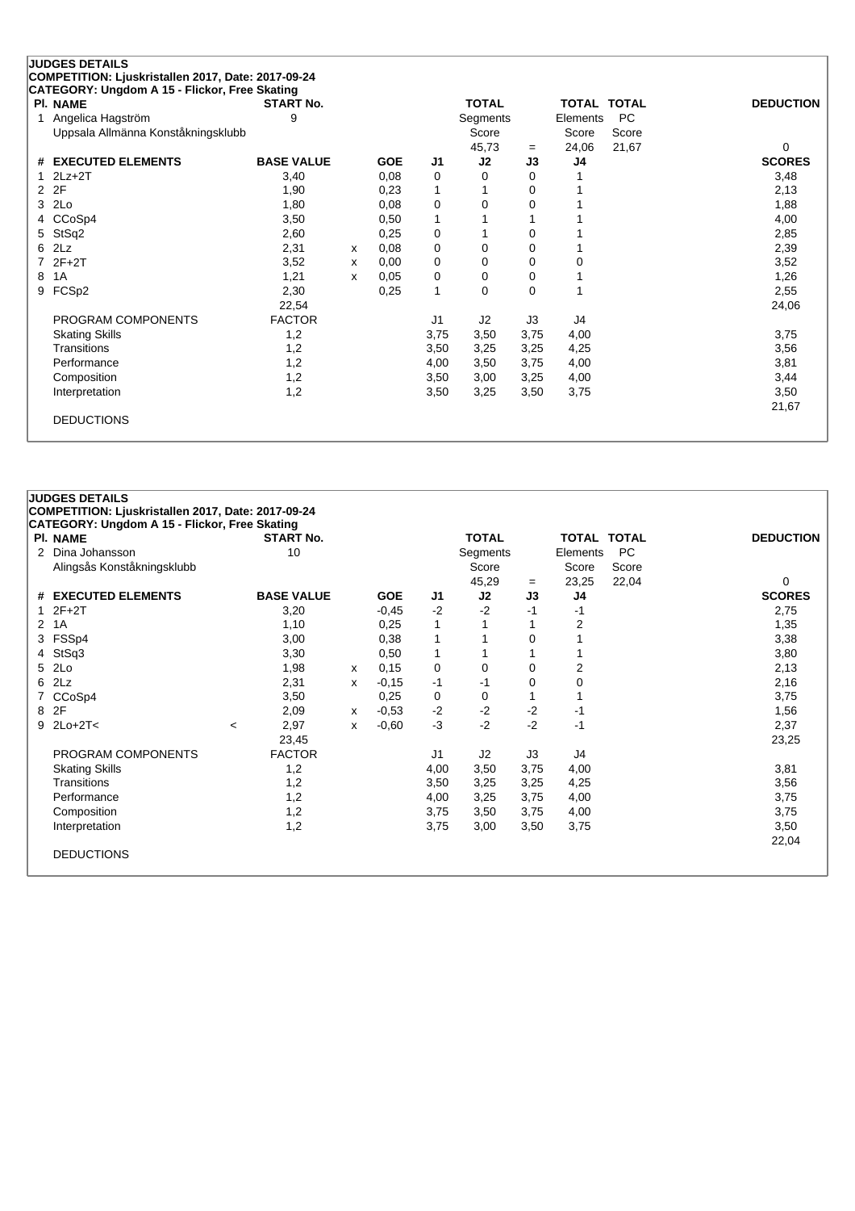**JUDGES DETAILS**
**COMPETITION: Ljuskristallen 2017, Date: 2017-09-24**
**CATEGORY: Ungdom A 15 - Flickor, Free Skating**

| Pl. | NAME | START No. | TOTAL Segments Score | = | TOTAL Elements Score | TOTAL PC Score | DEDUCTION |
|---|---|---|---|---|---|---|---|
| 1 | Angelica Hagström<br>Uppsala Allmänna Konståkningsklubb | 9 | 45,73 | = | 24,06 | 21,67 | 0 |

| # | EXECUTED ELEMENTS | | BASE VALUE | | GOE | J1 | J2 | J3 | J4 | SCORES |
|---|---|---|---|---|---|---|---|---|---|---|
| 1 | 2Lz+2T | | 3,40 | | 0,08 | 0 | 0 | 0 | 1 | 3,48 |
| 2 | 2F | | 1,90 | | 0,23 | 1 | 1 | 0 | 1 | 2,13 |
| 3 | 2Lo | | 1,80 | | 0,08 | 0 | 0 | 0 | 1 | 1,88 |
| 4 | CCoSp4 | | 3,50 | | 0,50 | 1 | 1 | 1 | 1 | 4,00 |
| 5 | StSq2 | | 2,60 | | 0,25 | 0 | 1 | 0 | 1 | 2,85 |
| 6 | 2Lz | | 2,31 | x | 0,08 | 0 | 0 | 0 | 1 | 2,39 |
| 7 | 2F+2T | | 3,52 | x | 0,00 | 0 | 0 | 0 | 0 | 3,52 |
| 8 | 1A | | 1,21 | x | 0,05 | 0 | 0 | 0 | 1 | 1,26 |
| 9 | FCSp2 | | 2,30 | | 0,25 | 1 | 0 | 0 | 1 | 2,55 |
| | | | 22,54 | | | | | | | 24,06 |
| | PROGRAM COMPONENTS | | FACTOR | | | J1 | J2 | J3 | J4 | |
| | Skating Skills | | 1,2 | | | 3,75 | 3,50 | 3,75 | 4,00 | 3,75 |
| | Transitions | | 1,2 | | | 3,50 | 3,25 | 3,25 | 4,25 | 3,56 |
| | Performance | | 1,2 | | | 4,00 | 3,50 | 3,75 | 4,00 | 3,81 |
| | Composition | | 1,2 | | | 3,50 | 3,00 | 3,25 | 4,00 | 3,44 |
| | Interpretation | | 1,2 | | | 3,50 | 3,25 | 3,50 | 3,75 | 3,50 |
| | | | | | | | | | | 21,67 |
| | DEDUCTIONS | | | | | | | | | |

**JUDGES DETAILS**
**COMPETITION: Ljuskristallen 2017, Date: 2017-09-24**
**CATEGORY: Ungdom A 15 - Flickor, Free Skating**

| Pl. | NAME | START No. | TOTAL Segments Score | = | TOTAL Elements Score | TOTAL PC Score | DEDUCTION |
|---|---|---|---|---|---|---|---|
| 2 | Dina Johansson<br>Alingsås Konståkningsklubb | 10 | 45,29 | = | 23,25 | 22,04 | 0 |

| # | EXECUTED ELEMENTS | | BASE VALUE | | GOE | J1 | J2 | J3 | J4 | SCORES |
|---|---|---|---|---|---|---|---|---|---|---|
| 1 | 2F+2T | | 3,20 | | -0,45 | -2 | -2 | -1 | -1 | 2,75 |
| 2 | 1A | | 1,10 | | 0,25 | 1 | 1 | 1 | 2 | 1,35 |
| 3 | FSSp4 | | 3,00 | | 0,38 | 1 | 1 | 0 | 1 | 3,38 |
| 4 | StSq3 | | 3,30 | | 0,50 | 1 | 1 | 1 | 1 | 3,80 |
| 5 | 2Lo | | 1,98 | x | 0,15 | 0 | 0 | 0 | 2 | 2,13 |
| 6 | 2Lz | | 2,31 | x | -0,15 | -1 | -1 | 0 | 0 | 2,16 |
| 7 | CCoSp4 | | 3,50 | | 0,25 | 0 | 0 | 1 | 1 | 3,75 |
| 8 | 2F | | 2,09 | x | -0,53 | -2 | -2 | -2 | -1 | 1,56 |
| 9 | 2Lo+2T< | < | 2,97 | x | -0,60 | -3 | -2 | -2 | -1 | 2,37 |
| | | | 23,45 | | | | | | | 23,25 |
| | PROGRAM COMPONENTS | | FACTOR | | | J1 | J2 | J3 | J4 | |
| | Skating Skills | | 1,2 | | | 4,00 | 3,50 | 3,75 | 4,00 | 3,81 |
| | Transitions | | 1,2 | | | 3,50 | 3,25 | 3,25 | 4,25 | 3,56 |
| | Performance | | 1,2 | | | 4,00 | 3,25 | 3,75 | 4,00 | 3,75 |
| | Composition | | 1,2 | | | 3,75 | 3,50 | 3,75 | 4,00 | 3,75 |
| | Interpretation | | 1,2 | | | 3,75 | 3,00 | 3,50 | 3,75 | 3,50 |
| | | | | | | | | | | 22,04 |
| | DEDUCTIONS | | | | | | | | | |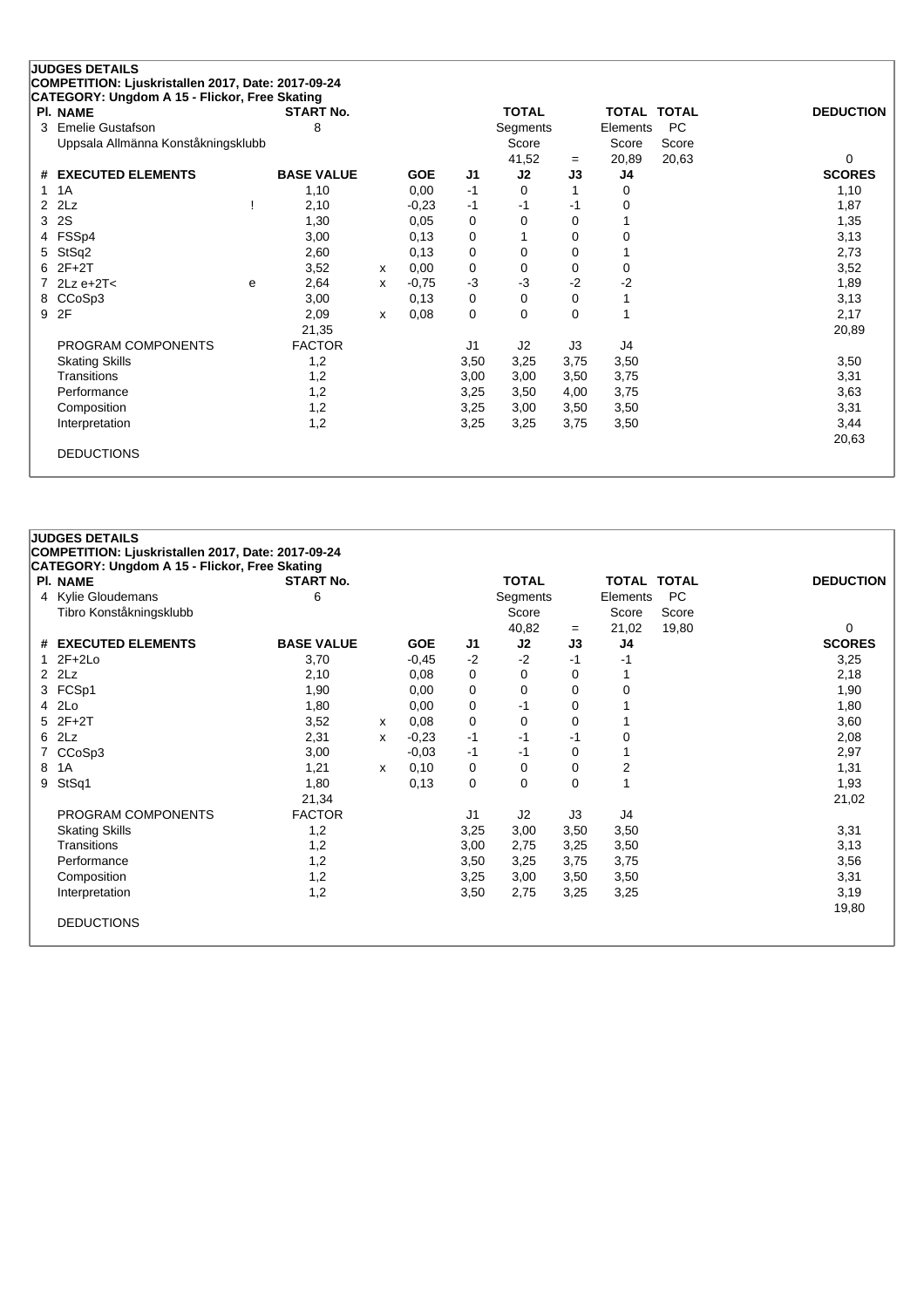**JUDGES DETAILS**
**COMPETITION: Ljuskristallen 2017, Date: 2017-09-24**
**CATEGORY: Ungdom A 15 - Flickor, Free Skating**

| Pl. NAME | START No. | TOTAL Segments Score | = | TOTAL Elements Score | TOTAL PC Score | DEDUCTION |
|---|---|---|---|---|---|---|
| 3 Emelie Gustafson<br>Uppsala Allmänna Konståkningsklubb | 8 | 41,52 | = | 20,89 | 20,63 | 0 |

| # | EXECUTED ELEMENTS | | BASE VALUE | | GOE | J1 | J2 | J3 | J4 | SCORES |
|---|---|---|---|---|---|---|---|---|---|---|
| 1 | 1A | | 1,10 | | 0,00 | -1 | 0 | 1 | 0 | 1,10 |
| 2 | 2Lz | ! | 2,10 | | -0,23 | -1 | -1 | -1 | 0 | 1,87 |
| 3 | 2S | | 1,30 | | 0,05 | 0 | 0 | 0 | 1 | 1,35 |
| 4 | FSSp4 | | 3,00 | | 0,13 | 0 | 1 | 0 | 0 | 3,13 |
| 5 | StSq2 | | 2,60 | | 0,13 | 0 | 0 | 0 | 1 | 2,73 |
| 6 | 2F+2T | | 3,52 | x | 0,00 | 0 | 0 | 0 | 0 | 3,52 |
| 7 | 2Lz e+2T< | e | 2,64 | x | -0,75 | -3 | -3 | -2 | -2 | 1,89 |
| 8 | CCoSp3 | | 3,00 | | 0,13 | 0 | 0 | 0 | 1 | 3,13 |
| 9 | 2F | | 2,09 | x | 0,08 | 0 | 0 | 0 | 1 | 2,17 |
| | | | 21,35 | | | | | | | 20,89 |
| | PROGRAM COMPONENTS | | FACTOR | | | J1 | J2 | J3 | J4 | |
| | Skating Skills | | 1,2 | | | 3,50 | 3,25 | 3,75 | 3,50 | 3,50 |
| | Transitions | | 1,2 | | | 3,00 | 3,00 | 3,50 | 3,75 | 3,31 |
| | Performance | | 1,2 | | | 3,25 | 3,50 | 4,00 | 3,75 | 3,63 |
| | Composition | | 1,2 | | | 3,25 | 3,00 | 3,50 | 3,50 | 3,31 |
| | Interpretation | | 1,2 | | | 3,25 | 3,25 | 3,75 | 3,50 | 3,44 |
| | | | | | | | | | | 20,63 |
| | DEDUCTIONS | | | | | | | | | |

**JUDGES DETAILS**
**COMPETITION: Ljuskristallen 2017, Date: 2017-09-24**
**CATEGORY: Ungdom A 15 - Flickor, Free Skating**

| Pl. NAME | START No. | TOTAL Segments Score | = | TOTAL Elements Score | TOTAL PC Score | DEDUCTION |
|---|---|---|---|---|---|---|
| 4 Kylie Gloudemans<br>Tibro Konståkningsklubb | 6 | 40,82 | = | 21,02 | 19,80 | 0 |

| # | EXECUTED ELEMENTS | | BASE VALUE | | GOE | J1 | J2 | J3 | J4 | SCORES |
|---|---|---|---|---|---|---|---|---|---|---|
| 1 | 2F+2Lo | | 3,70 | | -0,45 | -2 | -2 | -1 | -1 | 3,25 |
| 2 | 2Lz | | 2,10 | | 0,08 | 0 | 0 | 0 | 1 | 2,18 |
| 3 | FCSp1 | | 1,90 | | 0,00 | 0 | 0 | 0 | 0 | 1,90 |
| 4 | 2Lo | | 1,80 | | 0,00 | 0 | -1 | 0 | 1 | 1,80 |
| 5 | 2F+2T | | 3,52 | x | 0,08 | 0 | 0 | 0 | 1 | 3,60 |
| 6 | 2Lz | | 2,31 | x | -0,23 | -1 | -1 | -1 | 0 | 2,08 |
| 7 | CCoSp3 | | 3,00 | | -0,03 | -1 | -1 | 0 | 1 | 2,97 |
| 8 | 1A | | 1,21 | x | 0,10 | 0 | 0 | 0 | 2 | 1,31 |
| 9 | StSq1 | | 1,80 | | 0,13 | 0 | 0 | 0 | 1 | 1,93 |
| | | | 21,34 | | | | | | | 21,02 |
| | PROGRAM COMPONENTS | | FACTOR | | | J1 | J2 | J3 | J4 | |
| | Skating Skills | | 1,2 | | | 3,25 | 3,00 | 3,50 | 3,50 | 3,31 |
| | Transitions | | 1,2 | | | 3,00 | 2,75 | 3,25 | 3,50 | 3,13 |
| | Performance | | 1,2 | | | 3,50 | 3,25 | 3,75 | 3,75 | 3,56 |
| | Composition | | 1,2 | | | 3,25 | 3,00 | 3,50 | 3,50 | 3,31 |
| | Interpretation | | 1,2 | | | 3,50 | 2,75 | 3,25 | 3,25 | 3,19 |
| | | | | | | | | | | 19,80 |
| | DEDUCTIONS | | | | | | | | | |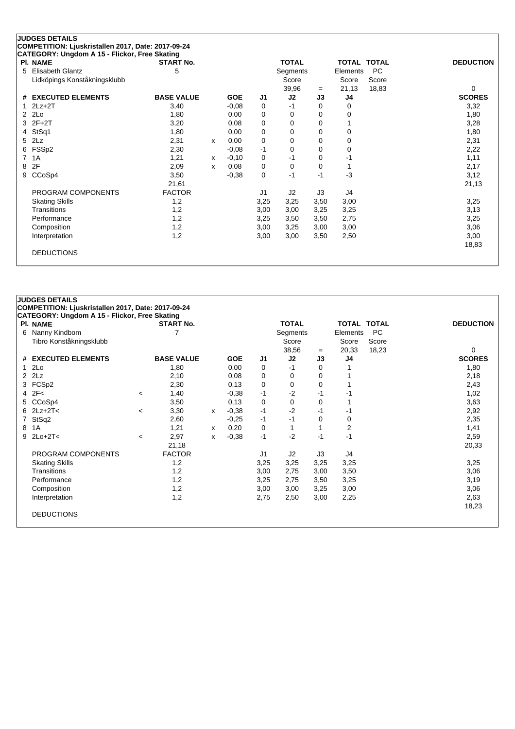**JUDGES DETAILS**

**COMPETITION: Ljuskristallen 2017, Date: 2017-09-24**

**CATEGORY: Ungdom A 15 - Flickor, Free Skating**

| Pl. | NAME | START No. | TOTAL Segments Score | = | TOTAL Elements Score | TOTAL PC Score | DEDUCTION |
|---|---|---|---|---|---|---|---|
| 5 | Elisabeth Glantz<br>Lidköpings Konståkningsklubb | 5 | 39,96 | = | 21,13 | 18,83 | 0 |

| # | EXECUTED ELEMENTS | | BASE VALUE | | GOE | J1 | J2 | J3 | J4 | SCORES |
|---|---|---|---|---|---|---|---|---|---|---|
| 1 | 2Lz+2T | | 3,40 | | -0,08 | 0 | -1 | 0 | 0 | 3,32 |
| 2 | 2Lo | | 1,80 | | 0,00 | 0 | 0 | 0 | 0 | 1,80 |
| 3 | 2F+2T | | 3,20 | | 0,08 | 0 | 0 | 0 | 1 | 3,28 |
| 4 | StSq1 | | 1,80 | | 0,00 | 0 | 0 | 0 | 0 | 1,80 |
| 5 | 2Lz | | 2,31 | x | 0,00 | 0 | 0 | 0 | 0 | 2,31 |
| 6 | FSSp2 | | 2,30 | | -0,08 | -1 | 0 | 0 | 0 | 2,22 |
| 7 | 1A | | 1,21 | x | -0,10 | 0 | -1 | 0 | -1 | 1,11 |
| 8 | 2F | | 2,09 | x | 0,08 | 0 | 0 | 0 | 1 | 2,17 |
| 9 | CCoSp4 | | 3,50 | | -0,38 | 0 | -1 | -1 | -3 | 3,12 |
| | | | 21,61 | | | | | | | 21,13 |

| PROGRAM COMPONENTS | FACTOR | J1 | J2 | J3 | J4 | |
|---|---|---|---|---|---|---|
| Skating Skills | 1,2 | 3,25 | 3,25 | 3,50 | 3,00 | 3,25 |
| Transitions | 1,2 | 3,00 | 3,00 | 3,25 | 3,25 | 3,13 |
| Performance | 1,2 | 3,25 | 3,50 | 3,50 | 2,75 | 3,25 |
| Composition | 1,2 | 3,00 | 3,25 | 3,00 | 3,00 | 3,06 |
| Interpretation | 1,2 | 3,00 | 3,00 | 3,50 | 2,50 | 3,00 |
| | | | | | | 18,83 |

DEDUCTIONS

**JUDGES DETAILS**

**COMPETITION: Ljuskristallen 2017, Date: 2017-09-24**

**CATEGORY: Ungdom A 15 - Flickor, Free Skating**

| Pl. | NAME | START No. | TOTAL Segments Score | = | TOTAL Elements Score | TOTAL PC Score | DEDUCTION |
|---|---|---|---|---|---|---|---|
| 6 | Nanny Kindbom<br>Tibro Konståkningsklubb | 7 | 38,56 | = | 20,33 | 18,23 | 0 |

| # | EXECUTED ELEMENTS | | BASE VALUE | | GOE | J1 | J2 | J3 | J4 | SCORES |
|---|---|---|---|---|---|---|---|---|---|---|
| 1 | 2Lo | | 1,80 | | 0,00 | 0 | -1 | 0 | 1 | 1,80 |
| 2 | 2Lz | | 2,10 | | 0,08 | 0 | 0 | 0 | 1 | 2,18 |
| 3 | FCSp2 | | 2,30 | | 0,13 | 0 | 0 | 0 | 1 | 2,43 |
| 4 | 2F< | < | 1,40 | | -0,38 | -1 | -2 | -1 | -1 | 1,02 |
| 5 | CCoSp4 | | 3,50 | | 0,13 | 0 | 0 | 0 | 1 | 3,63 |
| 6 | 2Lz+2T< | < | 3,30 | x | -0,38 | -1 | -2 | -1 | -1 | 2,92 |
| 7 | StSq2 | | 2,60 | | -0,25 | -1 | -1 | 0 | 0 | 2,35 |
| 8 | 1A | | 1,21 | x | 0,20 | 0 | 1 | 1 | 2 | 1,41 |
| 9 | 2Lo+2T< | < | 2,97 | x | -0,38 | -1 | -2 | -1 | -1 | 2,59 |
| | | | 21,18 | | | | | | | 20,33 |

| PROGRAM COMPONENTS | FACTOR | J1 | J2 | J3 | J4 | |
|---|---|---|---|---|---|---|
| Skating Skills | 1,2 | 3,25 | 3,25 | 3,25 | 3,25 | 3,25 |
| Transitions | 1,2 | 3,00 | 2,75 | 3,00 | 3,50 | 3,06 |
| Performance | 1,2 | 3,25 | 2,75 | 3,50 | 3,25 | 3,19 |
| Composition | 1,2 | 3,00 | 3,00 | 3,25 | 3,00 | 3,06 |
| Interpretation | 1,2 | 2,75 | 2,50 | 3,00 | 2,25 | 2,63 |
| | | | | | | 18,23 |

DEDUCTIONS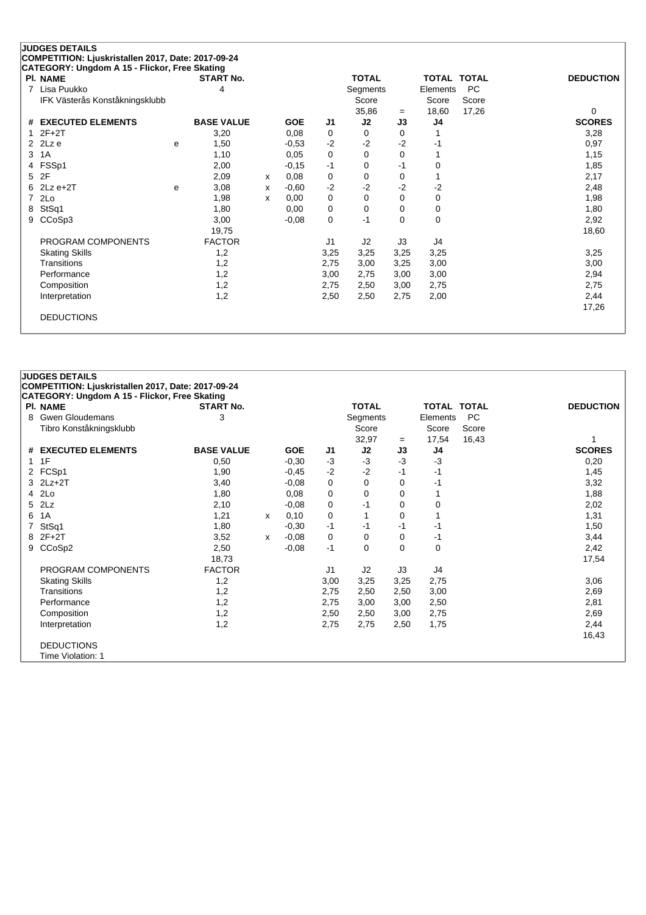**JUDGES DETAILS**

**COMPETITION: Ljuskristallen 2017, Date: 2017-09-24**

**CATEGORY: Ungdom A 15 - Flickor, Free Skating**

| Pl. | NAME | START No. | TOTAL Segments Score | = | TOTAL Elements Score | TOTAL PC Score | DEDUCTION |
|---|---|---|---|---|---|---|---|
| 7 | Lisa Puukko<br>IFK Västerås Konståkningsklubb | 4 | 35,86 | = | 18,60 | 17,26 | 0 |

| # | EXECUTED ELEMENTS | | BASE VALUE | | GOE | J1 | J2 | J3 | J4 | SCORES |
|---|---|---|---|---|---|---|---|---|---|---|
| 1 | 2F+2T | | 3,20 | | 0,08 | 0 | 0 | 0 | 1 | 3,28 |
| 2 | 2Lz e | e | 1,50 | | -0,53 | -2 | -2 | -2 | -1 | 0,97 |
| 3 | 1A | | 1,10 | | 0,05 | 0 | 0 | 0 | 1 | 1,15 |
| 4 | FSSp1 | | 2,00 | | -0,15 | -1 | 0 | -1 | 0 | 1,85 |
| 5 | 2F | | 2,09 | x | 0,08 | 0 | 0 | 0 | 1 | 2,17 |
| 6 | 2Lz e+2T | e | 3,08 | x | -0,60 | -2 | -2 | -2 | -2 | 2,48 |
| 7 | 2Lo | | 1,98 | x | 0,00 | 0 | 0 | 0 | 0 | 1,98 |
| 8 | StSq1 | | 1,80 | | 0,00 | 0 | 0 | 0 | 0 | 1,80 |
| 9 | CCoSp3 | | 3,00 | | -0,08 | 0 | -1 | 0 | 0 | 2,92 |
| | | | 19,75 | | | | | | | 18,60 |

| PROGRAM COMPONENTS | FACTOR | J1 | J2 | J3 | J4 | SCORES |
|---|---|---|---|---|---|---|
| Skating Skills | 1,2 | 3,25 | 3,25 | 3,25 | 3,25 | 3,25 |
| Transitions | 1,2 | 2,75 | 3,00 | 3,25 | 3,00 | 3,00 |
| Performance | 1,2 | 3,00 | 2,75 | 3,00 | 3,00 | 2,94 |
| Composition | 1,2 | 2,75 | 2,50 | 3,00 | 2,75 | 2,75 |
| Interpretation | 1,2 | 2,50 | 2,50 | 2,75 | 2,00 | 2,44 |
| | | | | | | 17,26 |

DEDUCTIONS

**JUDGES DETAILS**

**COMPETITION: Ljuskristallen 2017, Date: 2017-09-24**

**CATEGORY: Ungdom A 15 - Flickor, Free Skating**

| Pl. | NAME | START No. | TOTAL Segments Score | = | TOTAL Elements Score | TOTAL PC Score | DEDUCTION |
|---|---|---|---|---|---|---|---|
| 8 | Gwen Gloudemans<br>Tibro Konståkningsklubb | 3 | 32,97 | = | 17,54 | 16,43 | 1 |

| # | EXECUTED ELEMENTS | BASE VALUE | | GOE | J1 | J2 | J3 | J4 | SCORES |
|---|---|---|---|---|---|---|---|---|---|
| 1 | 1F | 0,50 | | -0,30 | -3 | -3 | -3 | -3 | 0,20 |
| 2 | FCSp1 | 1,90 | | -0,45 | -2 | -2 | -1 | -1 | 1,45 |
| 3 | 2Lz+2T | 3,40 | | -0,08 | 0 | 0 | 0 | -1 | 3,32 |
| 4 | 2Lo | 1,80 | | 0,08 | 0 | 0 | 0 | 1 | 1,88 |
| 5 | 2Lz | 2,10 | | -0,08 | 0 | -1 | 0 | 0 | 2,02 |
| 6 | 1A | 1,21 | x | 0,10 | 0 | 1 | 0 | 1 | 1,31 |
| 7 | StSq1 | 1,80 | | -0,30 | -1 | -1 | -1 | -1 | 1,50 |
| 8 | 2F+2T | 3,52 | x | -0,08 | 0 | 0 | 0 | -1 | 3,44 |
| 9 | CCoSp2 | 2,50 | | -0,08 | -1 | 0 | 0 | 0 | 2,42 |
| | | 18,73 | | | | | | | 17,54 |

| PROGRAM COMPONENTS | FACTOR | J1 | J2 | J3 | J4 | SCORES |
|---|---|---|---|---|---|---|
| Skating Skills | 1,2 | 3,00 | 3,25 | 3,25 | 2,75 | 3,06 |
| Transitions | 1,2 | 2,75 | 2,50 | 2,50 | 3,00 | 2,69 |
| Performance | 1,2 | 2,75 | 3,00 | 3,00 | 2,50 | 2,81 |
| Composition | 1,2 | 2,50 | 2,50 | 3,00 | 2,75 | 2,69 |
| Interpretation | 1,2 | 2,75 | 2,75 | 2,50 | 1,75 | 2,44 |
| | | | | | | 16,43 |

DEDUCTIONS

Time Violation: 1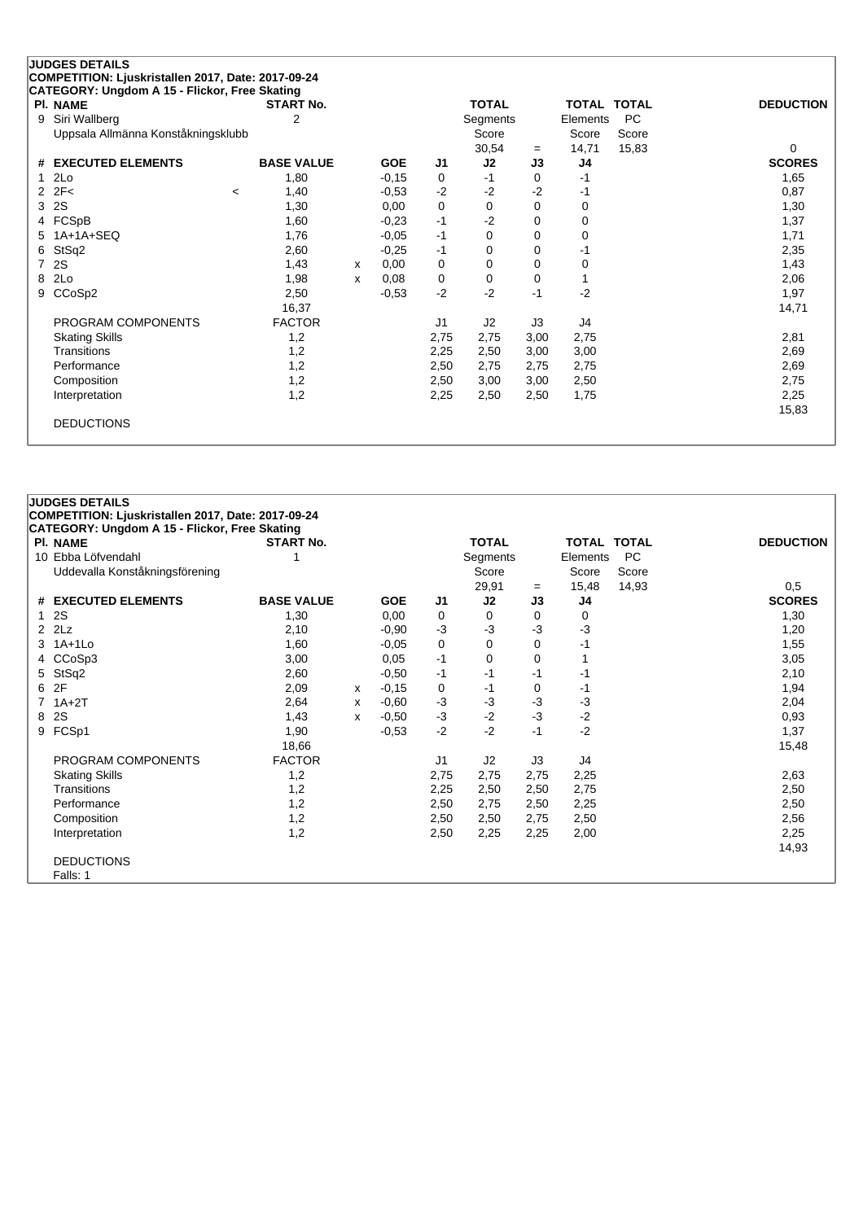**JUDGES DETAILS**

**COMPETITION: Ljuskristallen 2017, Date: 2017-09-24**

**CATEGORY: Ungdom A 15 - Flickor, Free Skating**

| Pl. | NAME | START No. | TOTAL Segments Score | = | TOTAL Elements Score | TOTAL PC Score | DEDUCTION |
|---|---|---|---|---|---|---|---|
| 9 | Siri Wallberg<br>Uppsala Allmänna Konståkningsklubb | 2 | 30,54 | = | 14,71 | 15,83 | 0 |

| # | EXECUTED ELEMENTS | | BASE VALUE | | GOE | J1 | J2 | J3 | J4 | SCORES |
|---|---|---|---|---|---|---|---|---|---|---|
| 1 | 2Lo | | 1,80 | | -0,15 | 0 | -1 | 0 | -1 | 1,65 |
| 2 | 2F< | < | 1,40 | | -0,53 | -2 | -2 | -2 | -1 | 0,87 |
| 3 | 2S | | 1,30 | | 0,00 | 0 | 0 | 0 | 0 | 1,30 |
| 4 | FCSpB | | 1,60 | | -0,23 | -1 | -2 | 0 | 0 | 1,37 |
| 5 | 1A+1A+SEQ | | 1,76 | | -0,05 | -1 | 0 | 0 | 0 | 1,71 |
| 6 | StSq2 | | 2,60 | | -0,25 | -1 | 0 | 0 | -1 | 2,35 |
| 7 | 2S | | 1,43 | x | 0,00 | 0 | 0 | 0 | 0 | 1,43 |
| 8 | 2Lo | | 1,98 | x | 0,08 | 0 | 0 | 0 | 1 | 2,06 |
| 9 | CCoSp2 | | 2,50 | | -0,53 | -2 | -2 | -1 | -2 | 1,97 |
| | | | 16,37 | | | | | | | 14,71 |
| | PROGRAM COMPONENTS | | FACTOR | | | J1 | J2 | J3 | J4 | |
| | Skating Skills | | 1,2 | | | 2,75 | 2,75 | 3,00 | 2,75 | 2,81 |
| | Transitions | | 1,2 | | | 2,25 | 2,50 | 3,00 | 3,00 | 2,69 |
| | Performance | | 1,2 | | | 2,50 | 2,75 | 2,75 | 2,75 | 2,69 |
| | Composition | | 1,2 | | | 2,50 | 3,00 | 3,00 | 2,50 | 2,75 |
| | Interpretation | | 1,2 | | | 2,25 | 2,50 | 2,50 | 1,75 | 2,25 |
| | | | | | | | | | | 15,83 |
| | DEDUCTIONS | | | | | | | | | |

**JUDGES DETAILS**

**COMPETITION: Ljuskristallen 2017, Date: 2017-09-24**

**CATEGORY: Ungdom A 15 - Flickor, Free Skating**

| Pl. | NAME | START No. | TOTAL Segments Score | = | TOTAL Elements Score | TOTAL PC Score | DEDUCTION |
|---|---|---|---|---|---|---|---|
| 10 | Ebba Löfvendahl<br>Uddevalla Konståkningsförening | 1 | 29,91 | = | 15,48 | 14,93 | 0,5 |

| # | EXECUTED ELEMENTS | BASE VALUE | | GOE | J1 | J2 | J3 | J4 | SCORES |
|---|---|---|---|---|---|---|---|---|---|
| 1 | 2S | 1,30 | | 0,00 | 0 | 0 | 0 | 0 | 1,30 |
| 2 | 2Lz | 2,10 | | -0,90 | -3 | -3 | -3 | -3 | 1,20 |
| 3 | 1A+1Lo | 1,60 | | -0,05 | 0 | 0 | 0 | -1 | 1,55 |
| 4 | CCoSp3 | 3,00 | | 0,05 | -1 | 0 | 0 | 1 | 3,05 |
| 5 | StSq2 | 2,60 | | -0,50 | -1 | -1 | -1 | -1 | 2,10 |
| 6 | 2F | 2,09 | x | -0,15 | 0 | -1 | 0 | -1 | 1,94 |
| 7 | 1A+2T | 2,64 | x | -0,60 | -3 | -3 | -3 | -3 | 2,04 |
| 8 | 2S | 1,43 | x | -0,50 | -3 | -2 | -3 | -2 | 0,93 |
| 9 | FCSp1 | 1,90 | | -0,53 | -2 | -2 | -1 | -2 | 1,37 |
| | | 18,66 | | | | | | | 15,48 |
| | PROGRAM COMPONENTS | FACTOR | | | J1 | J2 | J3 | J4 | |
| | Skating Skills | 1,2 | | | 2,75 | 2,75 | 2,75 | 2,25 | 2,63 |
| | Transitions | 1,2 | | | 2,25 | 2,50 | 2,50 | 2,75 | 2,50 |
| | Performance | 1,2 | | | 2,50 | 2,75 | 2,50 | 2,25 | 2,50 |
| | Composition | 1,2 | | | 2,50 | 2,50 | 2,75 | 2,50 | 2,56 |
| | Interpretation | 1,2 | | | 2,50 | 2,25 | 2,25 | 2,00 | 2,25 |
| | | | | | | | | | 14,93 |
| | DEDUCTIONS | | | | | | | | |
| | Falls: 1 | | | | | | | | |